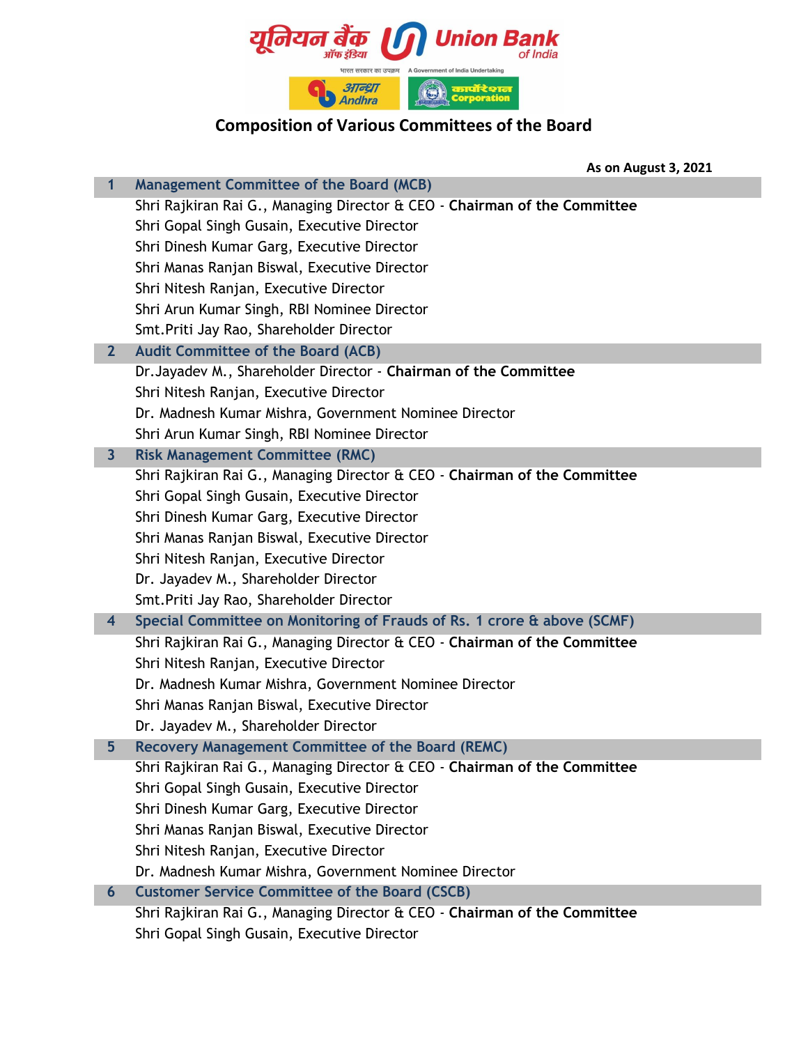# Composition of Various Committees of the Board

**As on August 3, 2021**

## 1 Management Committee of the Board (MCB)

Shri Rajkiran Rai G., Managing Director & CEO - **Chairman of the Committee**
Shri Gopal Singh Gusain, Executive Director
Shri Dinesh Kumar Garg, Executive Director
Shri Manas Ranjan Biswal, Executive Director
Shri Nitesh Ranjan, Executive Director
Shri Arun Kumar Singh, RBI Nominee Director
Smt.Priti Jay Rao, Shareholder Director

## 2 Audit Committee of the Board (ACB)

Dr.Jayadev M., Shareholder Director - **Chairman of the Committee**
Shri Nitesh Ranjan, Executive Director
Dr. Madnesh Kumar Mishra, Government Nominee Director
Shri Arun Kumar Singh, RBI Nominee Director

## 3 Risk Management Committee (RMC)

Shri Rajkiran Rai G., Managing Director & CEO - **Chairman of the Committee**
Shri Gopal Singh Gusain, Executive Director
Shri Dinesh Kumar Garg, Executive Director
Shri Manas Ranjan Biswal, Executive Director
Shri Nitesh Ranjan, Executive Director
Dr. Jayadev M., Shareholder Director
Smt.Priti Jay Rao, Shareholder Director

## 4 Special Committee on Monitoring of Frauds of Rs. 1 crore & above (SCMF)

Shri Rajkiran Rai G., Managing Director & CEO - **Chairman of the Committee**
Shri Nitesh Ranjan, Executive Director
Dr. Madnesh Kumar Mishra, Government Nominee Director
Shri Manas Ranjan Biswal, Executive Director
Dr. Jayadev M., Shareholder Director

## 5 Recovery Management Committee of the Board (REMC)

Shri Rajkiran Rai G., Managing Director & CEO - **Chairman of the Committee**
Shri Gopal Singh Gusain, Executive Director
Shri Dinesh Kumar Garg, Executive Director
Shri Manas Ranjan Biswal, Executive Director
Shri Nitesh Ranjan, Executive Director
Dr. Madnesh Kumar Mishra, Government Nominee Director

## 6 Customer Service Committee of the Board (CSCB)

Shri Rajkiran Rai G., Managing Director & CEO - **Chairman of the Committee**
Shri Gopal Singh Gusain, Executive Director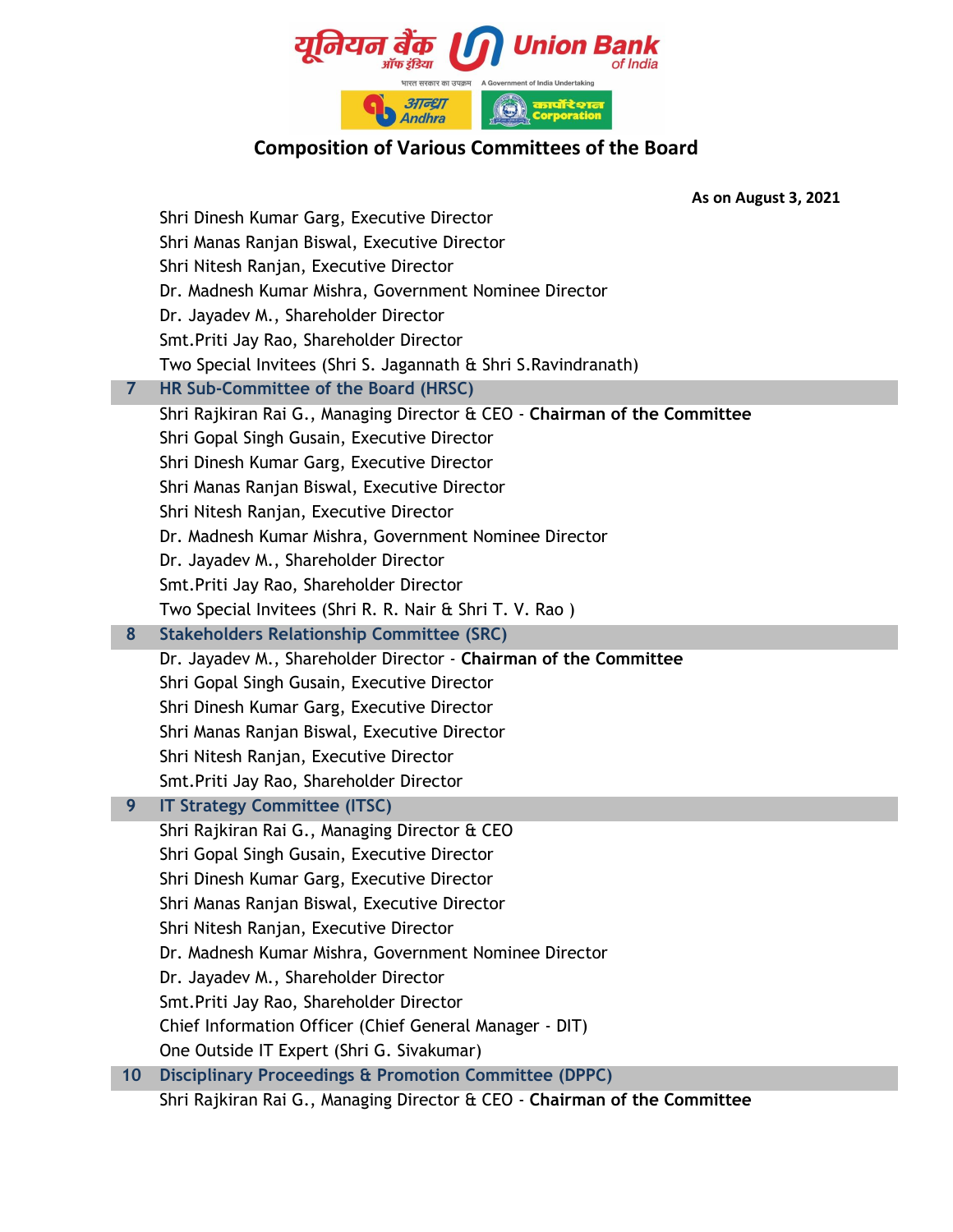## Composition of Various Committees of the Board

**As on August 3, 2021**

| | |
|---|---|
| | Shri Dinesh Kumar Garg, Executive Director |
| | Shri Manas Ranjan Biswal, Executive Director |
| | Shri Nitesh Ranjan, Executive Director |
| | Dr. Madnesh Kumar Mishra, Government Nominee Director |
| | Dr. Jayadev M., Shareholder Director |
| | Smt.Priti Jay Rao, Shareholder Director |
| | Two Special Invitees (Shri S. Jagannath & Shri S.Ravindranath) |
| **7** | **HR Sub-Committee of the Board (HRSC)** |
| | Shri Rajkiran Rai G., Managing Director & CEO - **Chairman of the Committee** |
| | Shri Gopal Singh Gusain, Executive Director |
| | Shri Dinesh Kumar Garg, Executive Director |
| | Shri Manas Ranjan Biswal, Executive Director |
| | Shri Nitesh Ranjan, Executive Director |
| | Dr. Madnesh Kumar Mishra, Government Nominee Director |
| | Dr. Jayadev M., Shareholder Director |
| | Smt.Priti Jay Rao, Shareholder Director |
| | Two Special Invitees (Shri R. R. Nair & Shri T. V. Rao ) |
| **8** | **Stakeholders Relationship Committee (SRC)** |
| | Dr. Jayadev M., Shareholder Director - **Chairman of the Committee** |
| | Shri Gopal Singh Gusain, Executive Director |
| | Shri Dinesh Kumar Garg, Executive Director |
| | Shri Manas Ranjan Biswal, Executive Director |
| | Shri Nitesh Ranjan, Executive Director |
| | Smt.Priti Jay Rao, Shareholder Director |
| **9** | **IT Strategy Committee (ITSC)** |
| | Shri Rajkiran Rai G., Managing Director & CEO |
| | Shri Gopal Singh Gusain, Executive Director |
| | Shri Dinesh Kumar Garg, Executive Director |
| | Shri Manas Ranjan Biswal, Executive Director |
| | Shri Nitesh Ranjan, Executive Director |
| | Dr. Madnesh Kumar Mishra, Government Nominee Director |
| | Dr. Jayadev M., Shareholder Director |
| | Smt.Priti Jay Rao, Shareholder Director |
| | Chief Information Officer (Chief General Manager - DIT) |
| | One Outside IT Expert (Shri G. Sivakumar) |
| **10** | **Disciplinary Proceedings & Promotion Committee (DPPC)** |
| | Shri Rajkiran Rai G., Managing Director & CEO - **Chairman of the Committee** |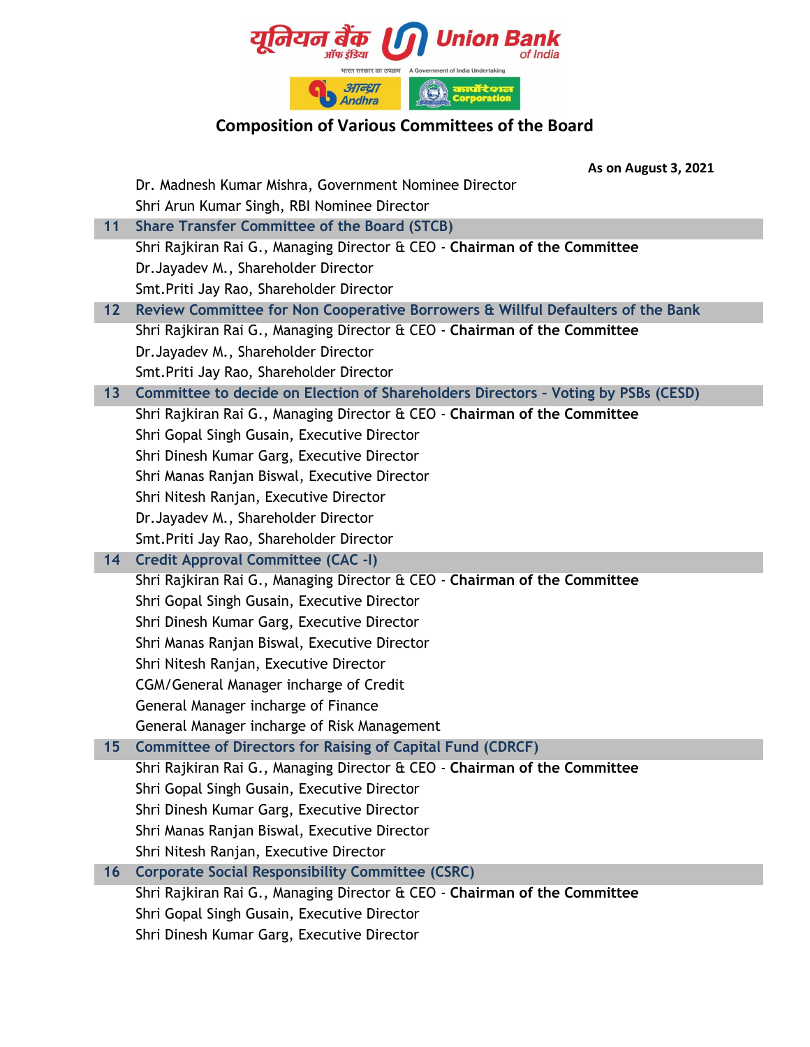# Composition of Various Committees of the Board

**As on August 3, 2021**

Dr. Madnesh Kumar Mishra, Government Nominee Director
Shri Arun Kumar Singh, RBI Nominee Director

## 11 Share Transfer Committee of the Board (STCB)

Shri Rajkiran Rai G., Managing Director & CEO - **Chairman of the Committee**
Dr.Jayadev M., Shareholder Director
Smt.Priti Jay Rao, Shareholder Director

## 12 Review Committee for Non Cooperative Borrowers & Willful Defaulters of the Bank

Shri Rajkiran Rai G., Managing Director & CEO - **Chairman of the Committee**
Dr.Jayadev M., Shareholder Director
Smt.Priti Jay Rao, Shareholder Director

## 13 Committee to decide on Election of Shareholders Directors - Voting by PSBs (CESD)

Shri Rajkiran Rai G., Managing Director & CEO - **Chairman of the Committee**
Shri Gopal Singh Gusain, Executive Director
Shri Dinesh Kumar Garg, Executive Director
Shri Manas Ranjan Biswal, Executive Director
Shri Nitesh Ranjan, Executive Director
Dr.Jayadev M., Shareholder Director
Smt.Priti Jay Rao, Shareholder Director

## 14 Credit Approval Committee (CAC -I)

Shri Rajkiran Rai G., Managing Director & CEO - **Chairman of the Committee**
Shri Gopal Singh Gusain, Executive Director
Shri Dinesh Kumar Garg, Executive Director
Shri Manas Ranjan Biswal, Executive Director
Shri Nitesh Ranjan, Executive Director
CGM/General Manager incharge of Credit
General Manager incharge of Finance
General Manager incharge of Risk Management

## 15 Committee of Directors for Raising of Capital Fund (CDRCF)

Shri Rajkiran Rai G., Managing Director & CEO - **Chairman of the Committee**
Shri Gopal Singh Gusain, Executive Director
Shri Dinesh Kumar Garg, Executive Director
Shri Manas Ranjan Biswal, Executive Director
Shri Nitesh Ranjan, Executive Director

## 16 Corporate Social Responsibility Committee (CSRC)

Shri Rajkiran Rai G., Managing Director & CEO - **Chairman of the Committee**
Shri Gopal Singh Gusain, Executive Director
Shri Dinesh Kumar Garg, Executive Director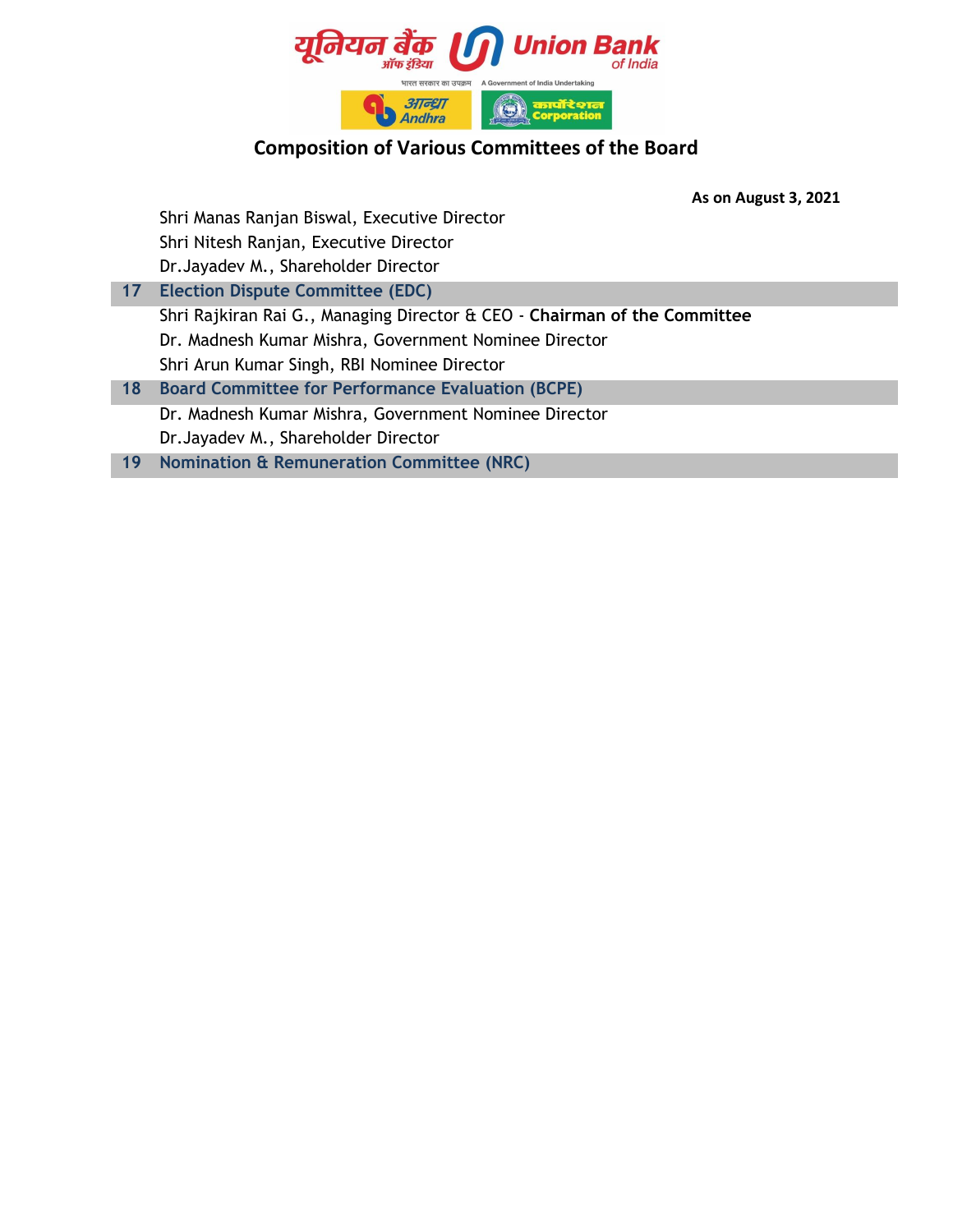# Composition of Various Committees of the Board

**As on August 3, 2021**

Shri Manas Ranjan Biswal, Executive Director
Shri Nitesh Ranjan, Executive Director
Dr.Jayadev M., Shareholder Director

## 17 Election Dispute Committee (EDC)

Shri Rajkiran Rai G., Managing Director & CEO - **Chairman of the Committee**
Dr. Madnesh Kumar Mishra, Government Nominee Director
Shri Arun Kumar Singh, RBI Nominee Director

## 18 Board Committee for Performance Evaluation (BCPE)

Dr. Madnesh Kumar Mishra, Government Nominee Director
Dr.Jayadev M., Shareholder Director

## 19 Nomination & Remuneration Committee (NRC)